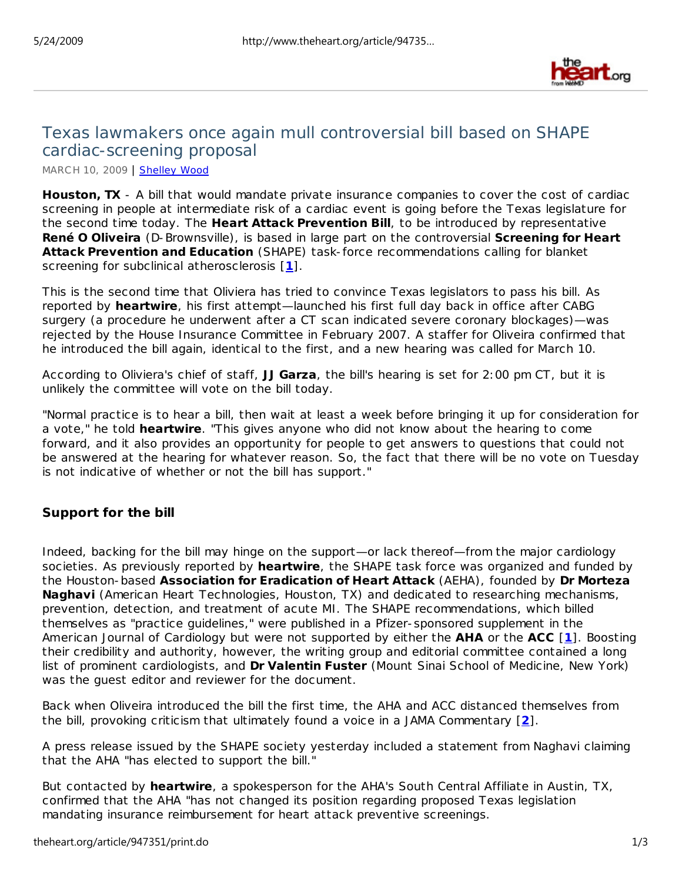# Texas lawmakers once again mull controversial bill based on SHAPE cardiac-screening proposal

MARCH 10, 2009 | Shelley Wood

**Houston, TX** - A bill that would mandate private insurance companies to cover the cost of cardiac screening in people at intermediate risk of a cardiac event is going before the Texas legislature for the second time today. The **Heart Attack Prevention Bill**, to be introduced by representative **René O Oliveira** (D-Brownsville), is based in large part on the controversial **Screening for Heart Attack Prevention and Education** (SHAPE) task-force recommendations calling for blanket screening for subclinical atherosclerosis [1].

This is the second time that Oliviera has tried to convince Texas legislators to pass his bill. As reported by **heartwire**, his first attempt—launched his first full day back in office after CABG surgery (a procedure he underwent after a CT scan indicated severe coronary blockages)—was rejected by the House Insurance Committee in February 2007. A staffer for Oliviera confirmed that he introduced the bill again, identical to the first, and a new hearing was called for March 10.

According to Oliviera's chief of staff, **JJ Garza**, the bill's hearing is set for 2:00 pm CT, but it is unlikely the committee will vote on the bill today.

"Normal practice is to hear a bill, then wait at least a week before bringing it up for consideration for a vote," he told **heartwire**. "This gives anyone who did not know about the hearing to come forward, and it also provides an opportunity for people to get answers to questions that could not be answered at the hearing for whatever reason. So, the fact that there will be no vote on Tuesday is not indicative of whether or not the bill has support."

## Support for the bill

Indeed, backing for the bill may hinge on the support—or lack thereof—from the major cardiology societies. As previously reported by **heartwire**, the SHAPE task force was organized and funded by the Houston-based **Association for Eradication of Heart Attack** (AEHA), founded by **Dr Morteza Naghavi** (American Heart Technologies, Houston, TX) and dedicated to researching mechanisms, prevention, detection, and treatment of acute MI. The SHAPE recommendations, which billed themselves as "practice guidelines," were published in a Pfizer-sponsored supplement in the American Journal of Cardiology but were not supported by either the **AHA** or the **ACC** [1]. Boosting their credibility and authority, however, the writing group and editorial committee contained a long list of prominent cardiologists, and **Dr Valentin Fuster** (Mount Sinai School of Medicine, New York) was the guest editor and reviewer for the document.

Back when Oliveira introduced the bill the first time, the AHA and ACC distanced themselves from the bill, provoking criticism that ultimately found a voice in a JAMA Commentary [2].

A press release issued by the SHAPE society yesterday included a statement from Naghavi claiming that the AHA "has elected to support the bill."

But contacted by **heartwire**, a spokesperson for the AHA's South Central Affiliate in Austin, TX, confirmed that the AHA "has not changed its position regarding proposed Texas legislation mandating insurance reimbursement for heart attack preventive screenings.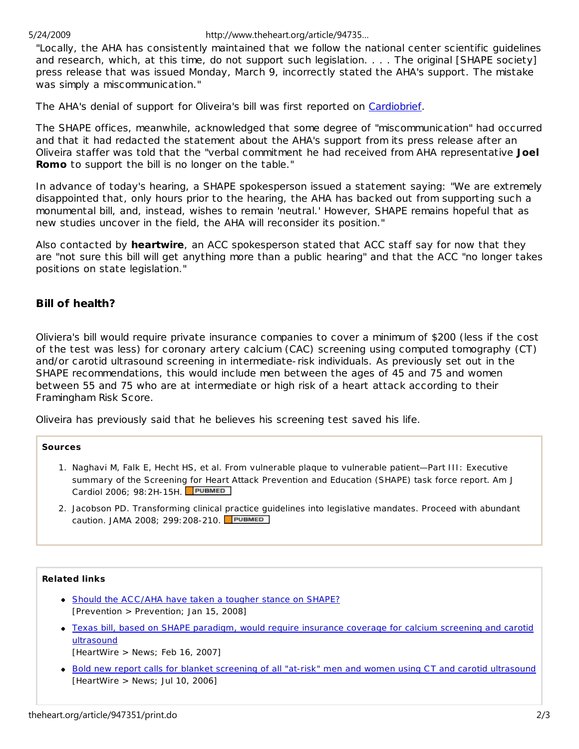"Locally, the AHA has consistently maintained that we follow the national center scientific guidelines and research, which, at this time, do not support such legislation. . . . The original [SHAPE society] press release that was issued Monday, March 9, incorrectly stated the AHA's support. The mistake was simply a miscommunication."

The AHA's denial of support for Oliveira's bill was first reported on Cardiobrief.

The SHAPE offices, meanwhile, acknowledged that some degree of "miscommunication" had occurred and that it had redacted the statement about the AHA's support from its press release after an Oliveira staffer was told that the "verbal commitment he had received from AHA representative **Joel Romo** to support the bill is no longer on the table."

In advance of today's hearing, a SHAPE spokesperson issued a statement saying: "We are extremely disappointed that, only hours prior to the hearing, the AHA has backed out from supporting such a monumental bill, and, instead, wishes to remain 'neutral.' However, SHAPE remains hopeful that as new studies uncover in the field, the AHA will reconsider its position."

Also contacted by **heartwire**, an ACC spokesperson stated that ACC staff say for now that they are "not sure this bill will get anything more than a public hearing" and that the ACC "no longer takes positions on state legislation."

### Bill of health?

Oliviera's bill would require private insurance companies to cover a minimum of $200 (less if the cost of the test was less) for coronary artery calcium (CAC) screening using computed tomography (CT) and/or carotid ultrasound screening in intermediate-risk individuals. As previously set out in the SHAPE recommendations, this would include men between the ages of 45 and 75 and women between 55 and 75 who are at intermediate or high risk of a heart attack according to their Framingham Risk Score.

Oliveira has previously said that he believes his screening test saved his life.

**Sources**

1. Naghavi M, Falk E, Hecht HS, et al. From vulnerable plaque to vulnerable patient—Part III: Executive summary of the Screening for Heart Attack Prevention and Education (SHAPE) task force report. Am J Cardiol 2006; 98:2H-15H. PUBMED
2. Jacobson PD. Transforming clinical practice guidelines into legislative mandates. Proceed with abundant caution. JAMA 2008; 299:208-210. PUBMED

**Related links**

- Should the ACC/AHA have taken a tougher stance on SHAPE?
  [Prevention > Prevention; Jan 15, 2008]
- Texas bill, based on SHAPE paradigm, would require insurance coverage for calcium screening and carotid ultrasound
  [HeartWire > News; Feb 16, 2007]
- Bold new report calls for blanket screening of all "at-risk" men and women using CT and carotid ultrasound
  [HeartWire > News; Jul 10, 2006]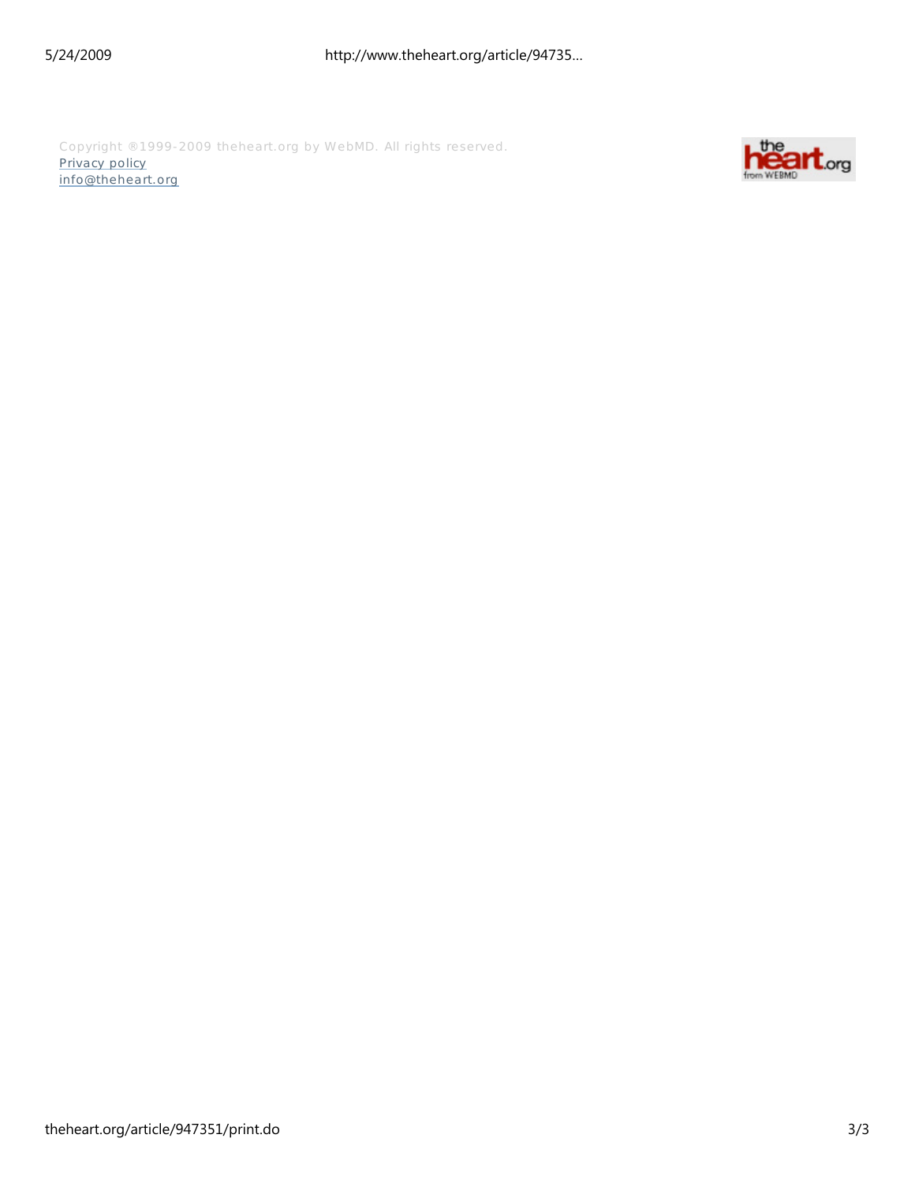Copyright ®1999-2009 theheart.org by WebMD. All rights reserved.
Privacy policy
info@theheart.org